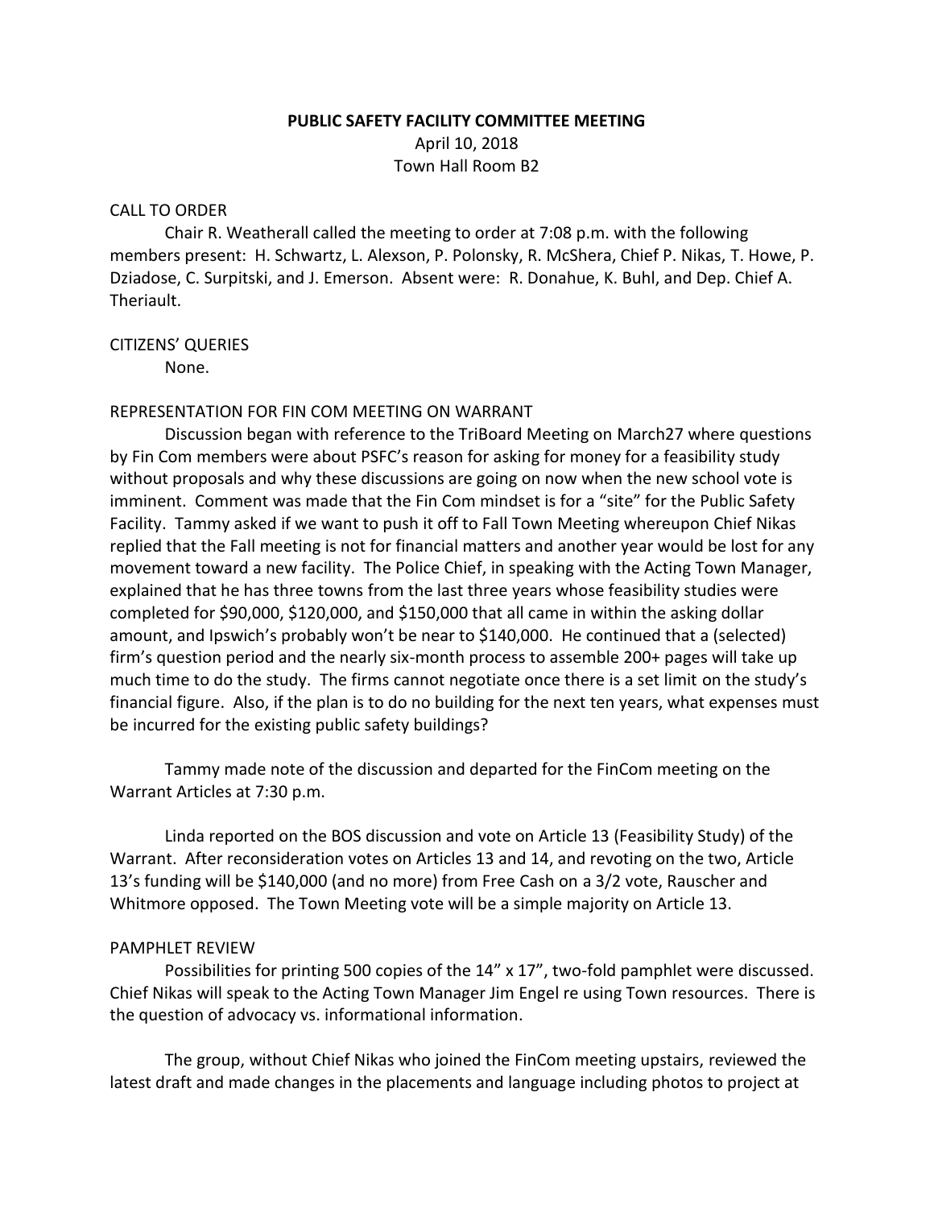**PUBLIC SAFETY FACILITY COMMITTEE MEETING**

April 10, 2018

Town Hall Room B2

CALL TO ORDER

Chair R. Weatherall called the meeting to order at 7:08 p.m. with the following members present: H. Schwartz, L. Alexson, P. Polonsky, R. McShera, Chief P. Nikas, T. Howe, P. Dziadose, C. Surpitski, and J. Emerson. Absent were: R. Donahue, K. Buhl, and Dep. Chief A. Theriault.

CITIZENS' QUERIES

None.

REPRESENTATION FOR FIN COM MEETING ON WARRANT

Discussion began with reference to the TriBoard Meeting on March27 where questions by Fin Com members were about PSFC's reason for asking for money for a feasibility study without proposals and why these discussions are going on now when the new school vote is imminent. Comment was made that the Fin Com mindset is for a "site" for the Public Safety Facility. Tammy asked if we want to push it off to Fall Town Meeting whereupon Chief Nikas replied that the Fall meeting is not for financial matters and another year would be lost for any movement toward a new facility. The Police Chief, in speaking with the Acting Town Manager, explained that he has three towns from the last three years whose feasibility studies were completed for $90,000, $120,000, and $150,000 that all came in within the asking dollar amount, and Ipswich's probably won't be near to $140,000. He continued that a (selected) firm's question period and the nearly six-month process to assemble 200+ pages will take up much time to do the study. The firms cannot negotiate once there is a set limit on the study's financial figure. Also, if the plan is to do no building for the next ten years, what expenses must be incurred for the existing public safety buildings?

Tammy made note of the discussion and departed for the FinCom meeting on the Warrant Articles at 7:30 p.m.

Linda reported on the BOS discussion and vote on Article 13 (Feasibility Study) of the Warrant. After reconsideration votes on Articles 13 and 14, and revoting on the two, Article 13's funding will be $140,000 (and no more) from Free Cash on a 3/2 vote, Rauscher and Whitmore opposed. The Town Meeting vote will be a simple majority on Article 13.

PAMPHLET REVIEW

Possibilities for printing 500 copies of the 14" x 17", two-fold pamphlet were discussed. Chief Nikas will speak to the Acting Town Manager Jim Engel re using Town resources. There is the question of advocacy vs. informational information.

The group, without Chief Nikas who joined the FinCom meeting upstairs, reviewed the latest draft and made changes in the placements and language including photos to project at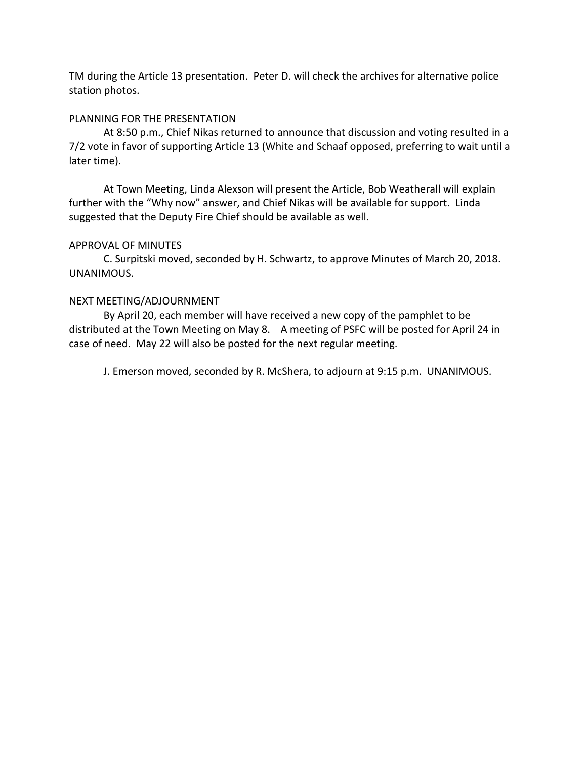TM during the Article 13 presentation. Peter D. will check the archives for alternative police station photos.

## PLANNING FOR THE PRESENTATION

At 8:50 p.m., Chief Nikas returned to announce that discussion and voting resulted in a 7/2 vote in favor of supporting Article 13 (White and Schaaf opposed, preferring to wait until a later time).

At Town Meeting, Linda Alexson will present the Article, Bob Weatherall will explain further with the "Why now" answer, and Chief Nikas will be available for support. Linda suggested that the Deputy Fire Chief should be available as well.

## APPROVAL OF MINUTES

C. Surpitski moved, seconded by H. Schwartz, to approve Minutes of March 20, 2018. UNANIMOUS.

## NEXT MEETING/ADJOURNMENT

By April 20, each member will have received a new copy of the pamphlet to be distributed at the Town Meeting on May 8. A meeting of PSFC will be posted for April 24 in case of need. May 22 will also be posted for the next regular meeting.

J. Emerson moved, seconded by R. McShera, to adjourn at 9:15 p.m. UNANIMOUS.